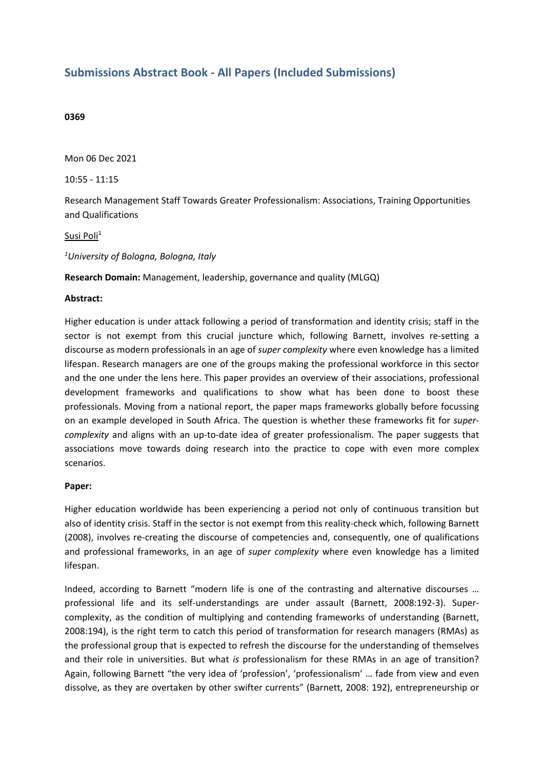## Submissions Abstract Book - All Papers (Included Submissions)

**0369**

Mon 06 Dec 2021

10:55 - 11:15

Research Management Staff Towards Greater Professionalism: Associations, Training Opportunities and Qualifications

Susi Poli[1]

[1]*University of Bologna, Bologna, Italy*

**Research Domain:** Management, leadership, governance and quality (MLGQ)

**Abstract:**

Higher education is under attack following a period of transformation and identity crisis; staff in the sector is not exempt from this crucial juncture which, following Barnett, involves re-setting a discourse as modern professionals in an age of *super complexity* where even knowledge has a limited lifespan. Research managers are one of the groups making the professional workforce in this sector and the one under the lens here. This paper provides an overview of their associations, professional development frameworks and qualifications to show what has been done to boost these professionals. Moving from a national report, the paper maps frameworks globally before focussing on an example developed in South Africa. The question is whether these frameworks fit for *super-complexity* and aligns with an up-to-date idea of greater professionalism. The paper suggests that associations move towards doing research into the practice to cope with even more complex scenarios.

**Paper:**

Higher education worldwide has been experiencing a period not only of continuous transition but also of identity crisis. Staff in the sector is not exempt from this reality-check which, following Barnett (2008), involves re-creating the discourse of competencies and, consequently, one of qualifications and professional frameworks, in an age of *super complexity* where even knowledge has a limited lifespan.

Indeed, according to Barnett "modern life is one of the contrasting and alternative discourses … professional life and its self-understandings are under assault (Barnett, 2008:192-3). Super-complexity, as the condition of multiplying and contending frameworks of understanding (Barnett, 2008:194), is the right term to catch this period of transformation for research managers (RMAs) as the professional group that is expected to refresh the discourse for the understanding of themselves and their role in universities. But what *is* professionalism for these RMAs in an age of transition? Again, following Barnett "the very idea of 'profession', 'professionalism' … fade from view and even dissolve, as they are overtaken by other swifter currents" (Barnett, 2008: 192), entrepreneurship or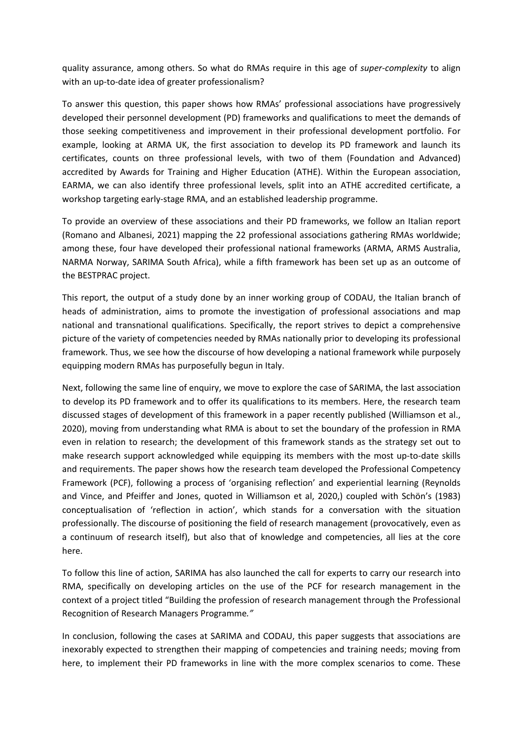quality assurance, among others. So what do RMAs require in this age of *super-complexity* to align with an up-to-date idea of greater professionalism?

To answer this question, this paper shows how RMAs' professional associations have progressively developed their personnel development (PD) frameworks and qualifications to meet the demands of those seeking competitiveness and improvement in their professional development portfolio. For example, looking at ARMA UK, the first association to develop its PD framework and launch its certificates, counts on three professional levels, with two of them (Foundation and Advanced) accredited by Awards for Training and Higher Education (ATHE). Within the European association, EARMA, we can also identify three professional levels, split into an ATHE accredited certificate, a workshop targeting early-stage RMA, and an established leadership programme.

To provide an overview of these associations and their PD frameworks, we follow an Italian report (Romano and Albanesi, 2021) mapping the 22 professional associations gathering RMAs worldwide; among these, four have developed their professional national frameworks (ARMA, ARMS Australia, NARMA Norway, SARIMA South Africa), while a fifth framework has been set up as an outcome of the BESTPRAC project.

This report, the output of a study done by an inner working group of CODAU, the Italian branch of heads of administration, aims to promote the investigation of professional associations and map national and transnational qualifications. Specifically, the report strives to depict a comprehensive picture of the variety of competencies needed by RMAs nationally prior to developing its professional framework. Thus, we see how the discourse of how developing a national framework while purposely equipping modern RMAs has purposefully begun in Italy.

Next, following the same line of enquiry, we move to explore the case of SARIMA, the last association to develop its PD framework and to offer its qualifications to its members. Here, the research team discussed stages of development of this framework in a paper recently published (Williamson et al., 2020), moving from understanding what RMA is about to set the boundary of the profession in RMA even in relation to research; the development of this framework stands as the strategy set out to make research support acknowledged while equipping its members with the most up-to-date skills and requirements. The paper shows how the research team developed the Professional Competency Framework (PCF), following a process of 'organising reflection' and experiential learning (Reynolds and Vince, and Pfeiffer and Jones, quoted in Williamson et al, 2020,) coupled with Schön's (1983) conceptualisation of 'reflection in action', which stands for a conversation with the situation professionally. The discourse of positioning the field of research management (provocatively, even as a continuum of research itself), but also that of knowledge and competencies, all lies at the core here.

To follow this line of action, SARIMA has also launched the call for experts to carry our research into RMA, specifically on developing articles on the use of the PCF for research management in the context of a project titled "Building the profession of research management through the Professional Recognition of Research Managers Programme*."*

In conclusion, following the cases at SARIMA and CODAU, this paper suggests that associations are inexorably expected to strengthen their mapping of competencies and training needs; moving from here, to implement their PD frameworks in line with the more complex scenarios to come. These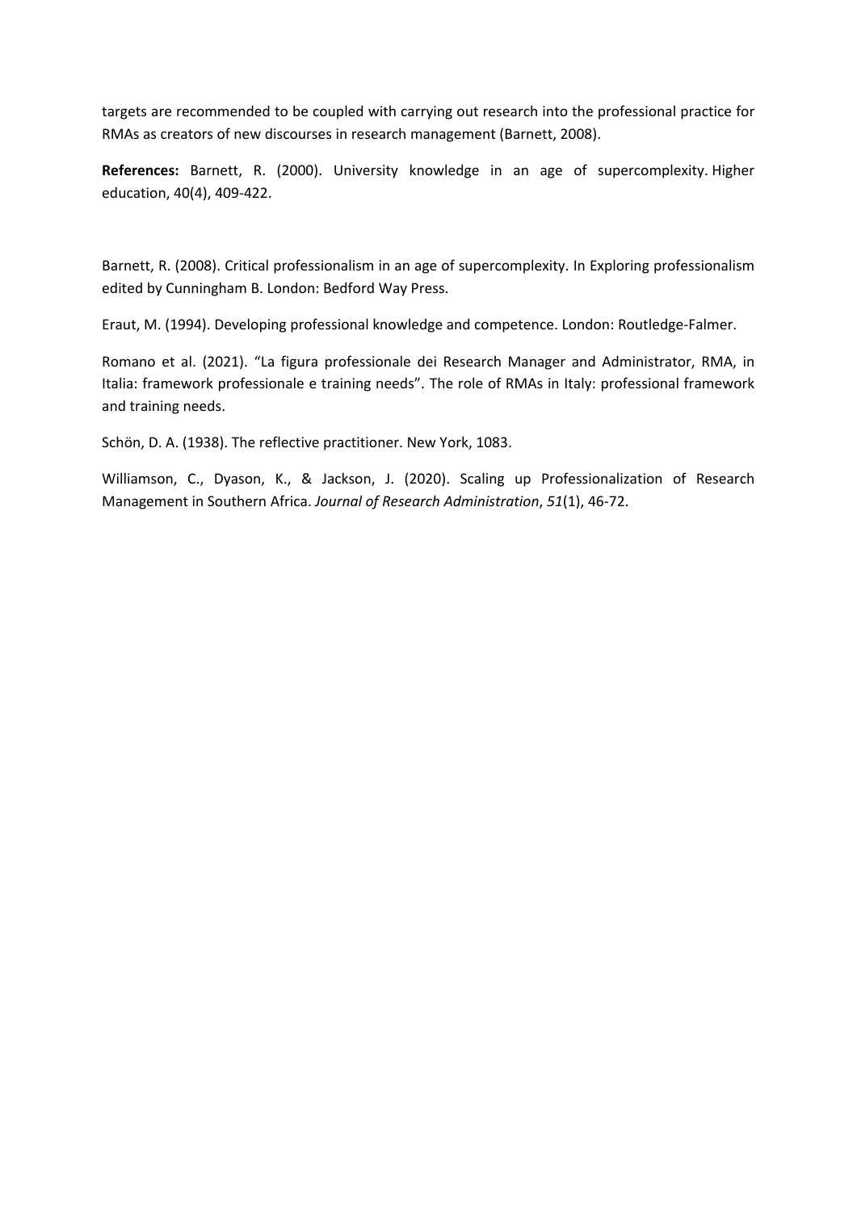targets are recommended to be coupled with carrying out research into the professional practice for RMAs as creators of new discourses in research management (Barnett, 2008).

**References:** Barnett, R. (2000). University knowledge in an age of supercomplexity. Higher education, 40(4), 409-422.

Barnett, R. (2008). Critical professionalism in an age of supercomplexity. In Exploring professionalism edited by Cunningham B. London: Bedford Way Press.

Eraut, M. (1994). Developing professional knowledge and competence. London: Routledge-Falmer.

Romano et al. (2021). "La figura professionale dei Research Manager and Administrator, RMA, in Italia: framework professionale e training needs". The role of RMAs in Italy: professional framework and training needs.

Schön, D. A. (1938). The reflective practitioner. New York, 1083.

Williamson, C., Dyason, K., & Jackson, J. (2020). Scaling up Professionalization of Research Management in Southern Africa. *Journal of Research Administration*, *51*(1), 46-72.